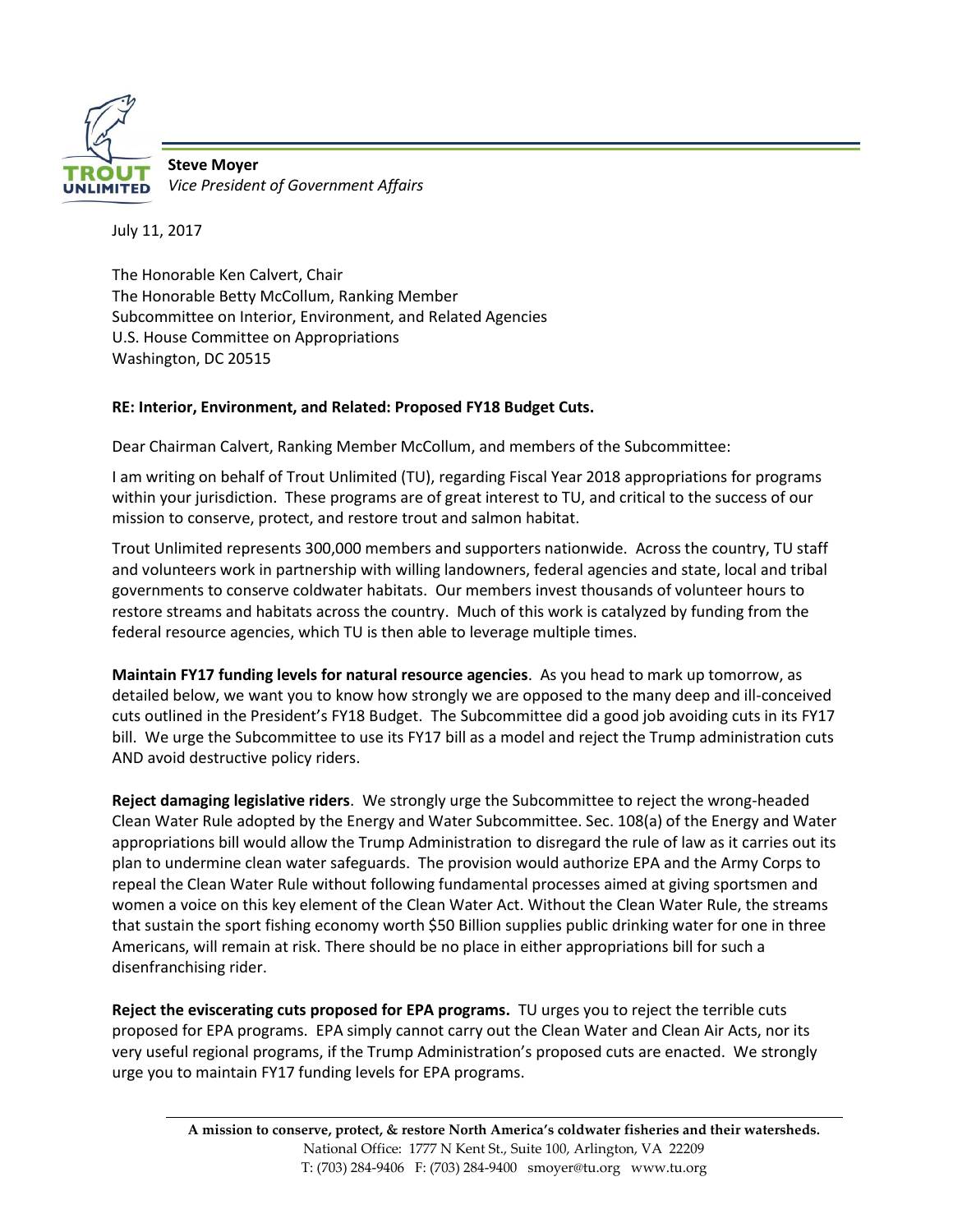**Steve Moyer**
*Vice President of Government Affairs*

July 11, 2017

The Honorable Ken Calvert, Chair
The Honorable Betty McCollum, Ranking Member
Subcommittee on Interior, Environment, and Related Agencies
U.S. House Committee on Appropriations
Washington, DC 20515

**RE: Interior, Environment, and Related: Proposed FY18 Budget Cuts.**

Dear Chairman Calvert, Ranking Member McCollum, and members of the Subcommittee:

I am writing on behalf of Trout Unlimited (TU), regarding Fiscal Year 2018 appropriations for programs within your jurisdiction. These programs are of great interest to TU, and critical to the success of our mission to conserve, protect, and restore trout and salmon habitat.

Trout Unlimited represents 300,000 members and supporters nationwide. Across the country, TU staff and volunteers work in partnership with willing landowners, federal agencies and state, local and tribal governments to conserve coldwater habitats. Our members invest thousands of volunteer hours to restore streams and habitats across the country. Much of this work is catalyzed by funding from the federal resource agencies, which TU is then able to leverage multiple times.

**Maintain FY17 funding levels for natural resource agencies**. As you head to mark up tomorrow, as detailed below, we want you to know how strongly we are opposed to the many deep and ill-conceived cuts outlined in the President's FY18 Budget. The Subcommittee did a good job avoiding cuts in its FY17 bill. We urge the Subcommittee to use its FY17 bill as a model and reject the Trump administration cuts AND avoid destructive policy riders.

**Reject damaging legislative riders**. We strongly urge the Subcommittee to reject the wrong-headed Clean Water Rule adopted by the Energy and Water Subcommittee. Sec. 108(a) of the Energy and Water appropriations bill would allow the Trump Administration to disregard the rule of law as it carries out its plan to undermine clean water safeguards. The provision would authorize EPA and the Army Corps to repeal the Clean Water Rule without following fundamental processes aimed at giving sportsmen and women a voice on this key element of the Clean Water Act. Without the Clean Water Rule, the streams that sustain the sport fishing economy worth $50 Billion supplies public drinking water for one in three Americans, will remain at risk. There should be no place in either appropriations bill for such a disenfranchising rider.

**Reject the eviscerating cuts proposed for EPA programs.** TU urges you to reject the terrible cuts proposed for EPA programs. EPA simply cannot carry out the Clean Water and Clean Air Acts, nor its very useful regional programs, if the Trump Administration's proposed cuts are enacted. We strongly urge you to maintain FY17 funding levels for EPA programs.

**A mission to conserve, protect, & restore North America's coldwater fisheries and their watersheds.**
National Office: 1777 N Kent St., Suite 100, Arlington, VA 22209
T: (703) 284-9406 F: (703) 284-9400 smoyer@tu.org www.tu.org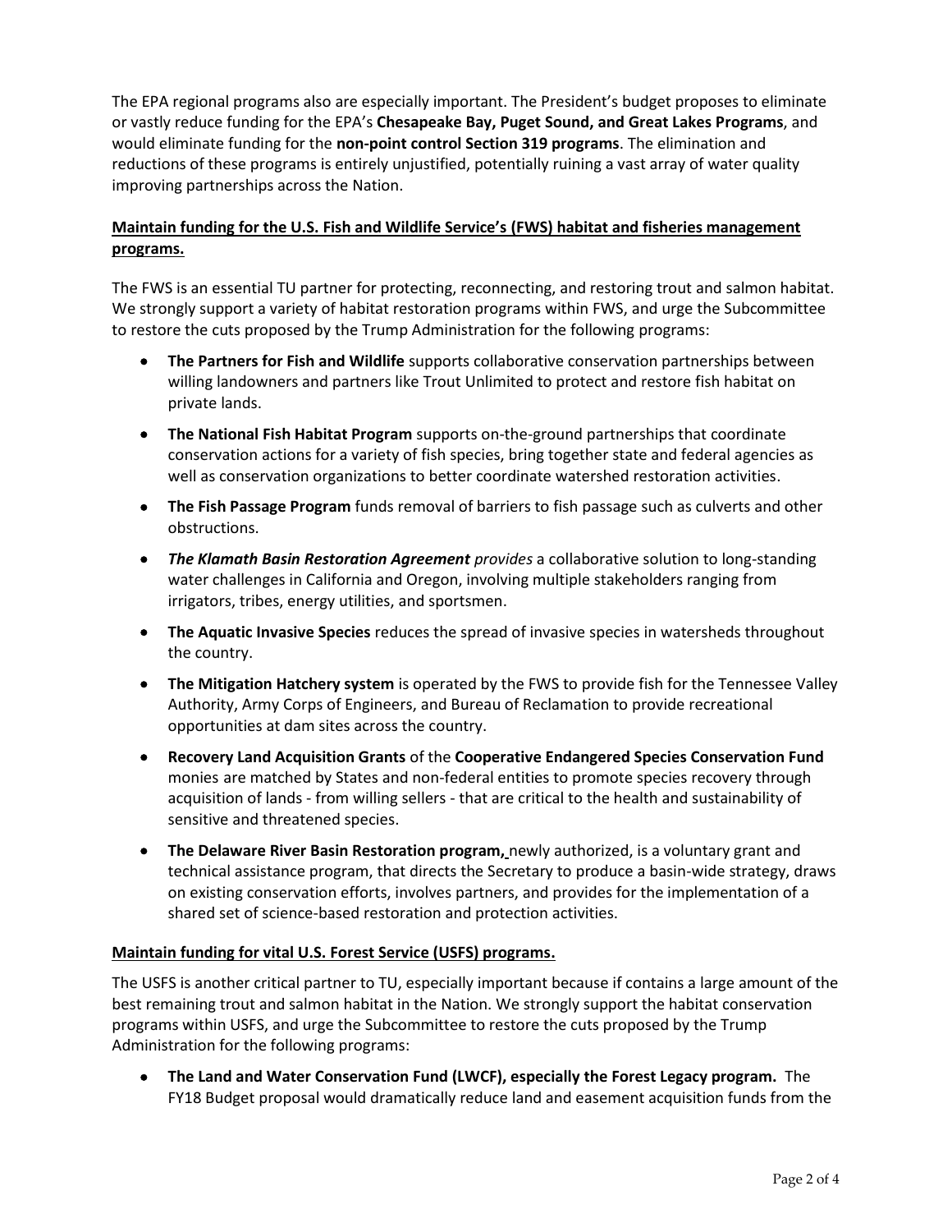The EPA regional programs also are especially important. The President's budget proposes to eliminate or vastly reduce funding for the EPA's **Chesapeake Bay, Puget Sound, and Great Lakes Programs**, and would eliminate funding for the **non-point control Section 319 programs**. The elimination and reductions of these programs is entirely unjustified, potentially ruining a vast array of water quality improving partnerships across the Nation.

**Maintain funding for the U.S. Fish and Wildlife Service's (FWS) habitat and fisheries management programs.**

The FWS is an essential TU partner for protecting, reconnecting, and restoring trout and salmon habitat. We strongly support a variety of habitat restoration programs within FWS, and urge the Subcommittee to restore the cuts proposed by the Trump Administration for the following programs:

- **The Partners for Fish and Wildlife** supports collaborative conservation partnerships between willing landowners and partners like Trout Unlimited to protect and restore fish habitat on private lands.
- **The National Fish Habitat Program** supports on-the-ground partnerships that coordinate conservation actions for a variety of fish species, bring together state and federal agencies as well as conservation organizations to better coordinate watershed restoration activities.
- **The Fish Passage Program** funds removal of barriers to fish passage such as culverts and other obstructions.
- ***The Klamath Basin Restoration Agreement*** *provides* a collaborative solution to long-standing water challenges in California and Oregon, involving multiple stakeholders ranging from irrigators, tribes, energy utilities, and sportsmen.
- **The Aquatic Invasive Species** reduces the spread of invasive species in watersheds throughout the country.
- **The Mitigation Hatchery system** is operated by the FWS to provide fish for the Tennessee Valley Authority, Army Corps of Engineers, and Bureau of Reclamation to provide recreational opportunities at dam sites across the country.
- **Recovery Land Acquisition Grants** of the **Cooperative Endangered Species Conservation Fund** monies are matched by States and non-federal entities to promote species recovery through acquisition of lands - from willing sellers - that are critical to the health and sustainability of sensitive and threatened species.
- **The Delaware River Basin Restoration program,** newly authorized, is a voluntary grant and technical assistance program, that directs the Secretary to produce a basin-wide strategy, draws on existing conservation efforts, involves partners, and provides for the implementation of a shared set of science-based restoration and protection activities.

**Maintain funding for vital U.S. Forest Service (USFS) programs.**

The USFS is another critical partner to TU, especially important because if contains a large amount of the best remaining trout and salmon habitat in the Nation. We strongly support the habitat conservation programs within USFS, and urge the Subcommittee to restore the cuts proposed by the Trump Administration for the following programs:

- **The Land and Water Conservation Fund (LWCF), especially the Forest Legacy program.** The FY18 Budget proposal would dramatically reduce land and easement acquisition funds from the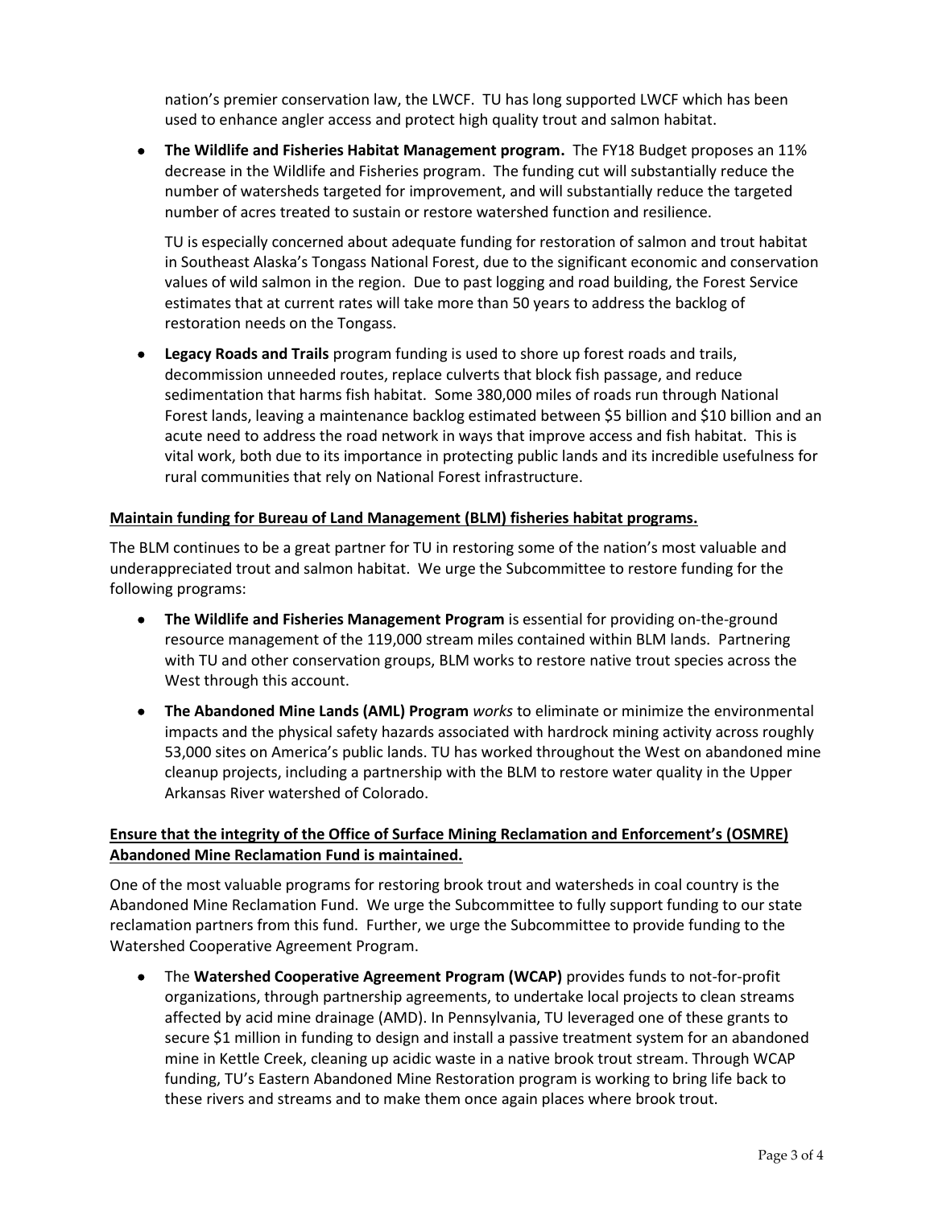nation's premier conservation law, the LWCF. TU has long supported LWCF which has been used to enhance angler access and protect high quality trout and salmon habitat.

- **The Wildlife and Fisheries Habitat Management program.** The FY18 Budget proposes an 11% decrease in the Wildlife and Fisheries program. The funding cut will substantially reduce the number of watersheds targeted for improvement, and will substantially reduce the targeted number of acres treated to sustain or restore watershed function and resilience.

  TU is especially concerned about adequate funding for restoration of salmon and trout habitat in Southeast Alaska's Tongass National Forest, due to the significant economic and conservation values of wild salmon in the region. Due to past logging and road building, the Forest Service estimates that at current rates will take more than 50 years to address the backlog of restoration needs on the Tongass.

- **Legacy Roads and Trails** program funding is used to shore up forest roads and trails, decommission unneeded routes, replace culverts that block fish passage, and reduce sedimentation that harms fish habitat. Some 380,000 miles of roads run through National Forest lands, leaving a maintenance backlog estimated between $5 billion and $10 billion and an acute need to address the road network in ways that improve access and fish habitat. This is vital work, both due to its importance in protecting public lands and its incredible usefulness for rural communities that rely on National Forest infrastructure.

**<u>Maintain funding for Bureau of Land Management (BLM) fisheries habitat programs.</u>**

The BLM continues to be a great partner for TU in restoring some of the nation's most valuable and underappreciated trout and salmon habitat. We urge the Subcommittee to restore funding for the following programs:

- **The Wildlife and Fisheries Management Program** is essential for providing on-the-ground resource management of the 119,000 stream miles contained within BLM lands. Partnering with TU and other conservation groups, BLM works to restore native trout species across the West through this account.

- **The Abandoned Mine Lands (AML) Program** *works* to eliminate or minimize the environmental impacts and the physical safety hazards associated with hardrock mining activity across roughly 53,000 sites on America's public lands. TU has worked throughout the West on abandoned mine cleanup projects, including a partnership with the BLM to restore water quality in the Upper Arkansas River watershed of Colorado.

**<u>Ensure that the integrity of the Office of Surface Mining Reclamation and Enforcement's (OSMRE) Abandoned Mine Reclamation Fund is maintained.</u>**

One of the most valuable programs for restoring brook trout and watersheds in coal country is the Abandoned Mine Reclamation Fund. We urge the Subcommittee to fully support funding to our state reclamation partners from this fund. Further, we urge the Subcommittee to provide funding to the Watershed Cooperative Agreement Program.

- The **Watershed Cooperative Agreement Program (WCAP)** provides funds to not-for-profit organizations, through partnership agreements, to undertake local projects to clean streams affected by acid mine drainage (AMD). In Pennsylvania, TU leveraged one of these grants to secure $1 million in funding to design and install a passive treatment system for an abandoned mine in Kettle Creek, cleaning up acidic waste in a native brook trout stream. Through WCAP funding, TU's Eastern Abandoned Mine Restoration program is working to bring life back to these rivers and streams and to make them once again places where brook trout.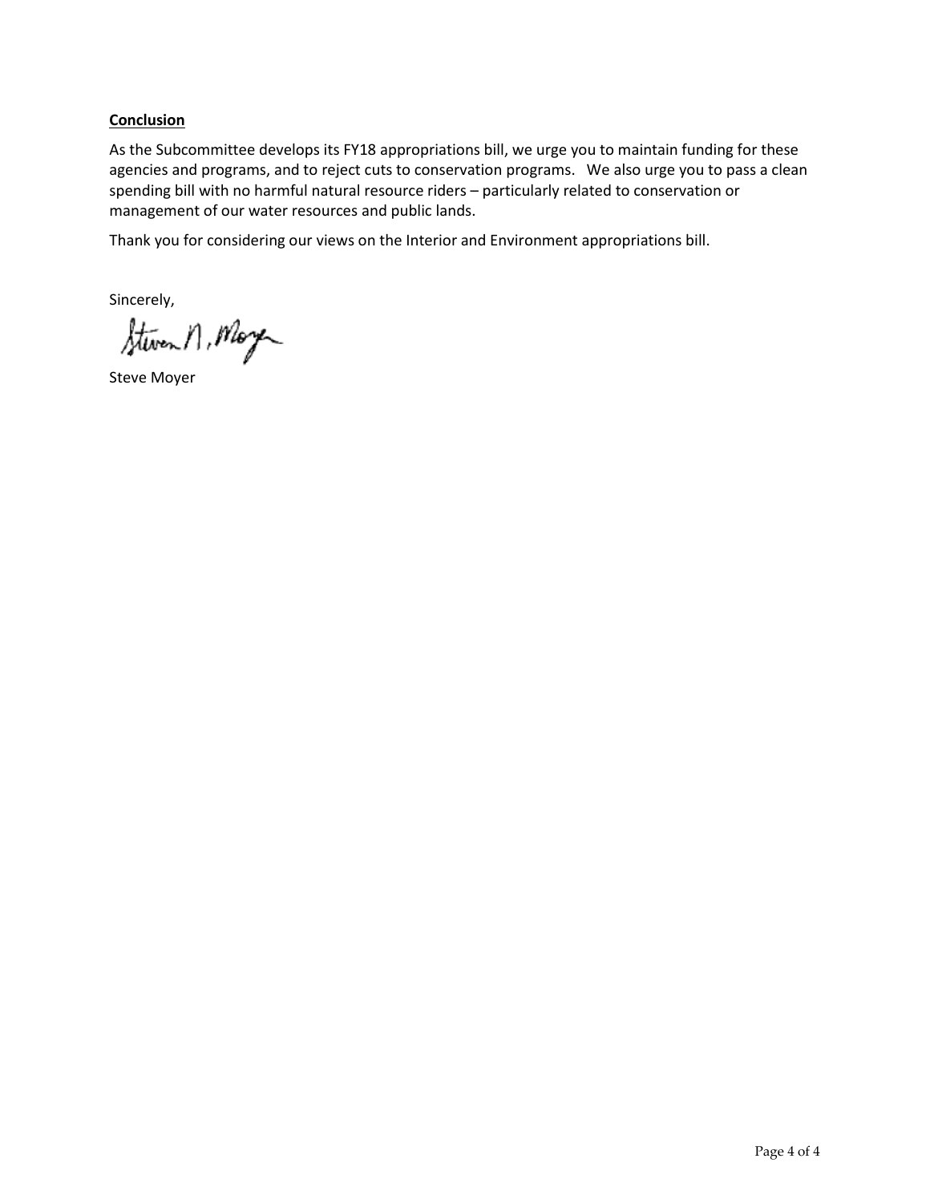**Conclusion**

As the Subcommittee develops its FY18 appropriations bill, we urge you to maintain funding for these agencies and programs, and to reject cuts to conservation programs. We also urge you to pass a clean spending bill with no harmful natural resource riders – particularly related to conservation or management of our water resources and public lands.

Thank you for considering our views on the Interior and Environment appropriations bill.

Sincerely,

Steven N. Moyer

Steve Moyer